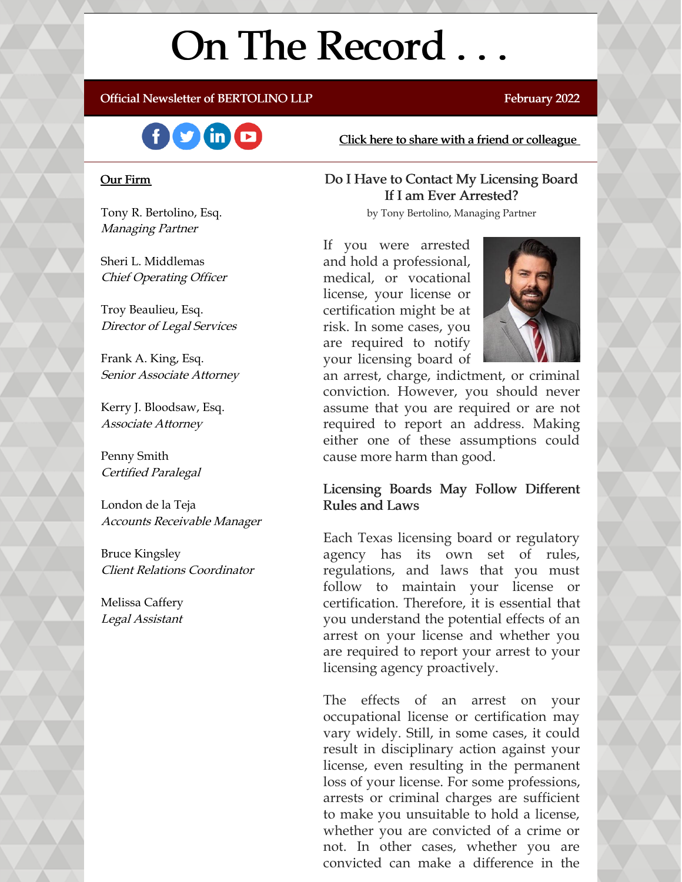# On The Record . . .

Official Newsletter of BERTOLINO LLP — February 2022

Click here to share with a friend or colleague

**Our Firm**

Tony R. Bertolino, Esq.
*Managing Partner*

Sheri L. Middlemas
*Chief Operating Officer*

Troy Beaulieu, Esq.
*Director of Legal Services*

Frank A. King, Esq.
*Senior Associate Attorney*

Kerry J. Bloodsaw, Esq.
*Associate Attorney*

Penny Smith
*Certified Paralegal*

London de la Teja
*Accounts Receivable Manager*

Bruce Kingsley
*Client Relations Coordinator*

Melissa Caffery
*Legal Assistant*

## Do I Have to Contact My Licensing Board If I am Ever Arrested?

by Tony Bertolino, Managing Partner

If you were arrested and hold a professional, medical, or vocational license, your license or certification might be at risk. In some cases, you are required to notify your licensing board of an arrest, charge, indictment, or criminal conviction. However, you should never assume that you are required or are not required to report an address. Making either one of these assumptions could cause more harm than good.

### Licensing Boards May Follow Different Rules and Laws

Each Texas licensing board or regulatory agency has its own set of rules, regulations, and laws that you must follow to maintain your license or certification. Therefore, it is essential that you understand the potential effects of an arrest on your license and whether you are required to report your arrest to your licensing agency proactively.

The effects of an arrest on your occupational license or certification may vary widely. Still, in some cases, it could result in disciplinary action against your license, even resulting in the permanent loss of your license. For some professions, arrests or criminal charges are sufficient to make you unsuitable to hold a license, whether you are convicted of a crime or not. In other cases, whether you are convicted can make a difference in the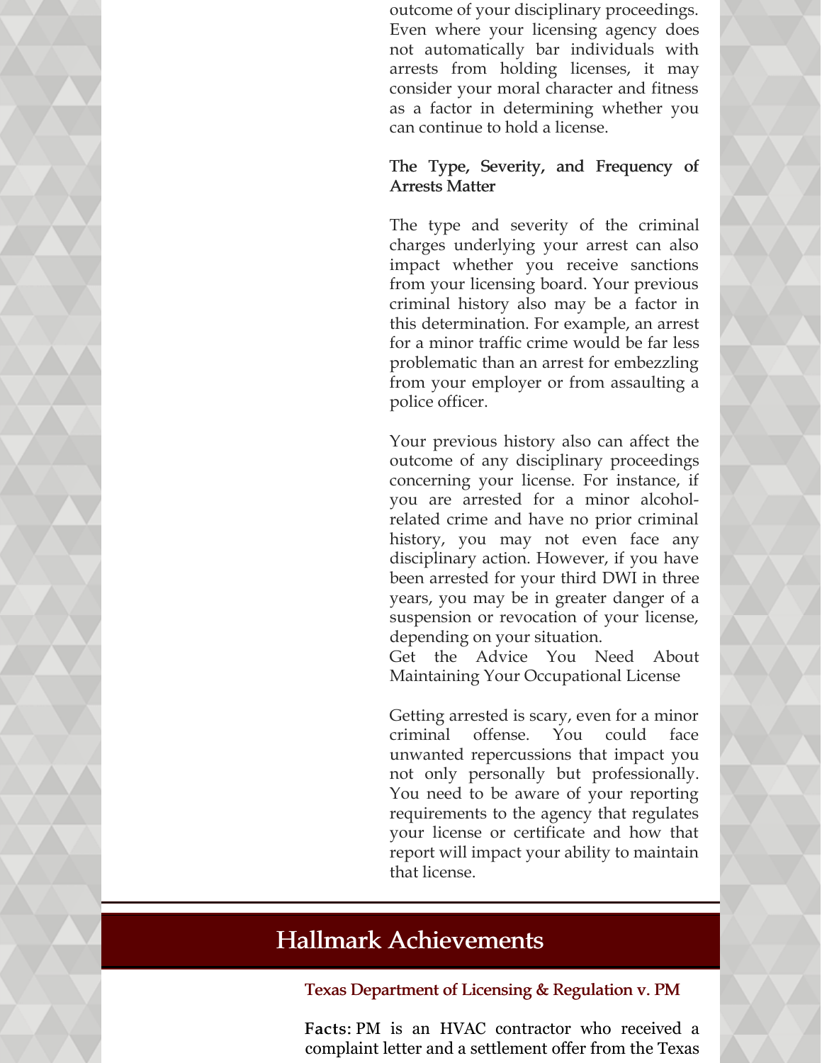outcome of your disciplinary proceedings. Even where your licensing agency does not automatically bar individuals with arrests from holding licenses, it may consider your moral character and fitness as a factor in determining whether you can continue to hold a license.

### The Type, Severity, and Frequency of Arrests Matter

The type and severity of the criminal charges underlying your arrest can also impact whether you receive sanctions from your licensing board. Your previous criminal history also may be a factor in this determination. For example, an arrest for a minor traffic crime would be far less problematic than an arrest for embezzling from your employer or from assaulting a police officer.

Your previous history also can affect the outcome of any disciplinary proceedings concerning your license. For instance, if you are arrested for a minor alcohol-related crime and have no prior criminal history, you may not even face any disciplinary action. However, if you have been arrested for your third DWI in three years, you may be in greater danger of a suspension or revocation of your license, depending on your situation.

Get the Advice You Need About Maintaining Your Occupational License

Getting arrested is scary, even for a minor criminal offense. You could face unwanted repercussions that impact you not only personally but professionally. You need to be aware of your reporting requirements to the agency that regulates your license or certificate and how that report will impact your ability to maintain that license.

## Hallmark Achievements

### Texas Department of Licensing & Regulation v. PM

**Facts:** PM is an HVAC contractor who received a complaint letter and a settlement offer from the Texas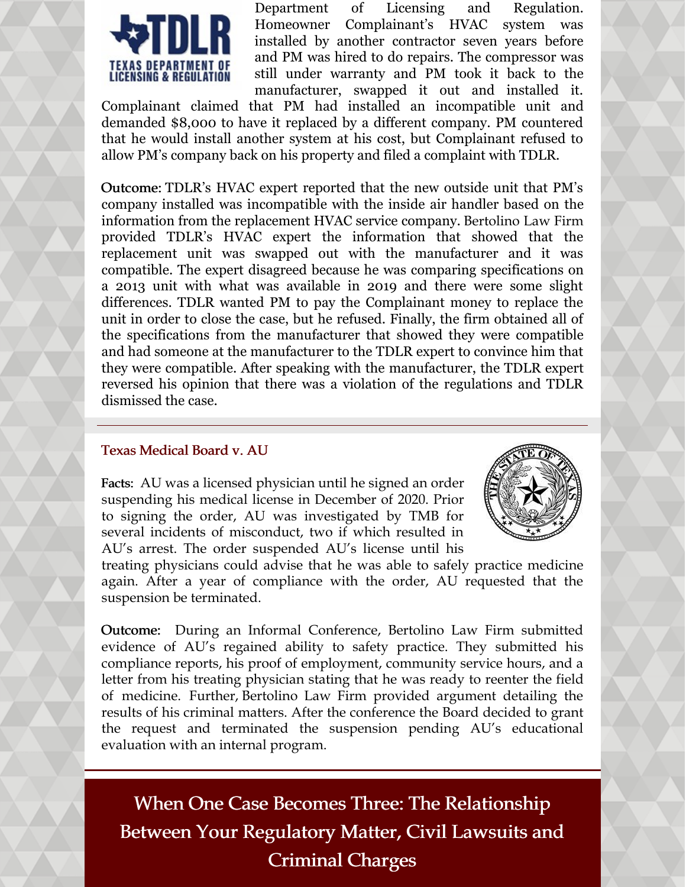Department of Licensing and Regulation. Homeowner Complainant's HVAC system was installed by another contractor seven years before and PM was hired to do repairs. The compressor was still under warranty and PM took it back to the manufacturer, swapped it out and installed it. Complainant claimed that PM had installed an incompatible unit and demanded $8,000 to have it replaced by a different company. PM countered that he would install another system at his cost, but Complainant refused to allow PM's company back on his property and filed a complaint with TDLR.

**Outcome:** TDLR's HVAC expert reported that the new outside unit that PM's company installed was incompatible with the inside air handler based on the information from the replacement HVAC service company. Bertolino Law Firm provided TDLR's HVAC expert the information that showed that the replacement unit was swapped out with the manufacturer and it was compatible. The expert disagreed because he was comparing specifications on a 2013 unit with what was available in 2019 and there were some slight differences. TDLR wanted PM to pay the Complainant money to replace the unit in order to close the case, but he refused. Finally, the firm obtained all of the specifications from the manufacturer that showed they were compatible and had someone at the manufacturer to the TDLR expert to convince him that they were compatible. After speaking with the manufacturer, the TDLR expert reversed his opinion that there was a violation of the regulations and TDLR dismissed the case.

---

### Texas Medical Board v. AU

**Facts:** AU was a licensed physician until he signed an order suspending his medical license in December of 2020. Prior to signing the order, AU was investigated by TMB for several incidents of misconduct, two if which resulted in AU's arrest. The order suspended AU's license until his treating physicians could advise that he was able to safely practice medicine again. After a year of compliance with the order, AU requested that the suspension be terminated.

**Outcome:** During an Informal Conference, Bertolino Law Firm submitted evidence of AU's regained ability to safety practice. They submitted his compliance reports, his proof of employment, community service hours, and a letter from his treating physician stating that he was ready to reenter the field of medicine. Further, Bertolino Law Firm provided argument detailing the results of his criminal matters. After the conference the Board decided to grant the request and terminated the suspension pending AU's educational evaluation with an internal program.

## When One Case Becomes Three: The Relationship Between Your Regulatory Matter, Civil Lawsuits and Criminal Charges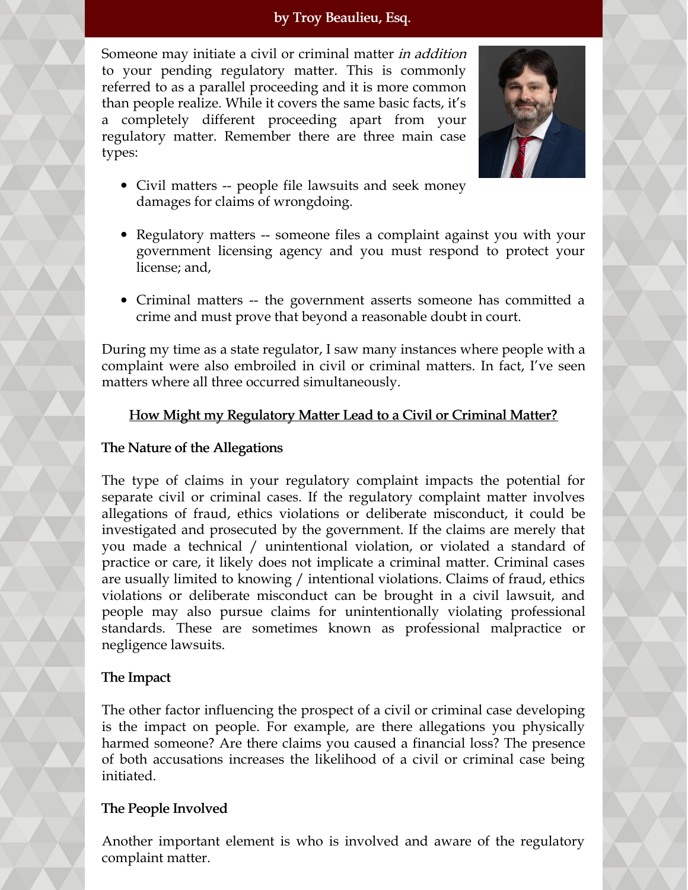by Troy Beaulieu, Esq.

Someone may initiate a civil or criminal matter *in addition* to your pending regulatory matter. This is commonly referred to as a parallel proceeding and it is more common than people realize. While it covers the same basic facts, it's a completely different proceeding apart from your regulatory matter. Remember there are three main case types:

- Civil matters -- people file lawsuits and seek money damages for claims of wrongdoing.
- Regulatory matters -- someone files a complaint against you with your government licensing agency and you must respond to protect your license; and,
- Criminal matters -- the government asserts someone has committed a crime and must prove that beyond a reasonable doubt in court.

During my time as a state regulator, I saw many instances where people with a complaint were also embroiled in civil or criminal matters. In fact, I've seen matters where all three occurred simultaneously.

## How Might my Regulatory Matter Lead to a Civil or Criminal Matter?

### The Nature of the Allegations

The type of claims in your regulatory complaint impacts the potential for separate civil or criminal cases. If the regulatory complaint matter involves allegations of fraud, ethics violations or deliberate misconduct, it could be investigated and prosecuted by the government. If the claims are merely that you made a technical / unintentional violation, or violated a standard of practice or care, it likely does not implicate a criminal matter. Criminal cases are usually limited to knowing / intentional violations. Claims of fraud, ethics violations or deliberate misconduct can be brought in a civil lawsuit, and people may also pursue claims for unintentionally violating professional standards. These are sometimes known as professional malpractice or negligence lawsuits.

### The Impact

The other factor influencing the prospect of a civil or criminal case developing is the impact on people. For example, are there allegations you physically harmed someone? Are there claims you caused a financial loss? The presence of both accusations increases the likelihood of a civil or criminal case being initiated.

### The People Involved

Another important element is who is involved and aware of the regulatory complaint matter.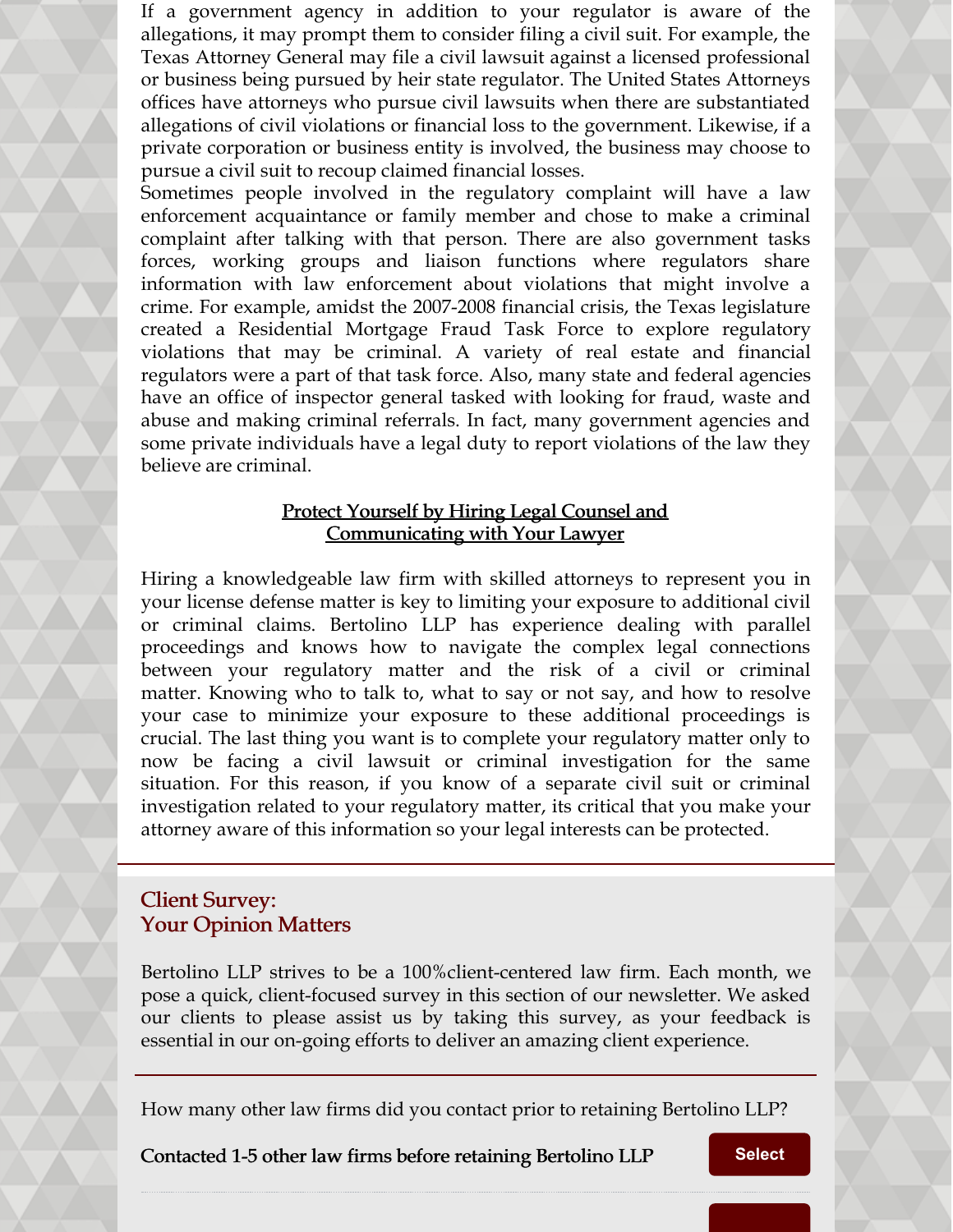If a government agency in addition to your regulator is aware of the allegations, it may prompt them to consider filing a civil suit. For example, the Texas Attorney General may file a civil lawsuit against a licensed professional or business being pursued by heir state regulator. The United States Attorneys offices have attorneys who pursue civil lawsuits when there are substantiated allegations of civil violations or financial loss to the government. Likewise, if a private corporation or business entity is involved, the business may choose to pursue a civil suit to recoup claimed financial losses.

Sometimes people involved in the regulatory complaint will have a law enforcement acquaintance or family member and chose to make a criminal complaint after talking with that person. There are also government tasks forces, working groups and liaison functions where regulators share information with law enforcement about violations that might involve a crime. For example, amidst the 2007-2008 financial crisis, the Texas legislature created a Residential Mortgage Fraud Task Force to explore regulatory violations that may be criminal. A variety of real estate and financial regulators were a part of that task force. Also, many state and federal agencies have an office of inspector general tasked with looking for fraud, waste and abuse and making criminal referrals. In fact, many government agencies and some private individuals have a legal duty to report violations of the law they believe are criminal.

## Protect Yourself by Hiring Legal Counsel and Communicating with Your Lawyer

Hiring a knowledgeable law firm with skilled attorneys to represent you in your license defense matter is key to limiting your exposure to additional civil or criminal claims. Bertolino LLP has experience dealing with parallel proceedings and knows how to navigate the complex legal connections between your regulatory matter and the risk of a civil or criminal matter. Knowing who to talk to, what to say or not say, and how to resolve your case to minimize your exposure to these additional proceedings is crucial. The last thing you want is to complete your regulatory matter only to now be facing a civil lawsuit or criminal investigation for the same situation. For this reason, if you know of a separate civil suit or criminal investigation related to your regulatory matter, its critical that you make your attorney aware of this information so your legal interests can be protected.

## Client Survey: Your Opinion Matters

Bertolino LLP strives to be a 100%client-centered law firm. Each month, we pose a quick, client-focused survey in this section of our newsletter. We asked our clients to please assist us by taking this survey, as your feedback is essential in our on-going efforts to deliver an amazing client experience.

How many other law firms did you contact prior to retaining Bertolino LLP?

**Contacted 1-5 other law firms before retaining Bertolino LLP** Select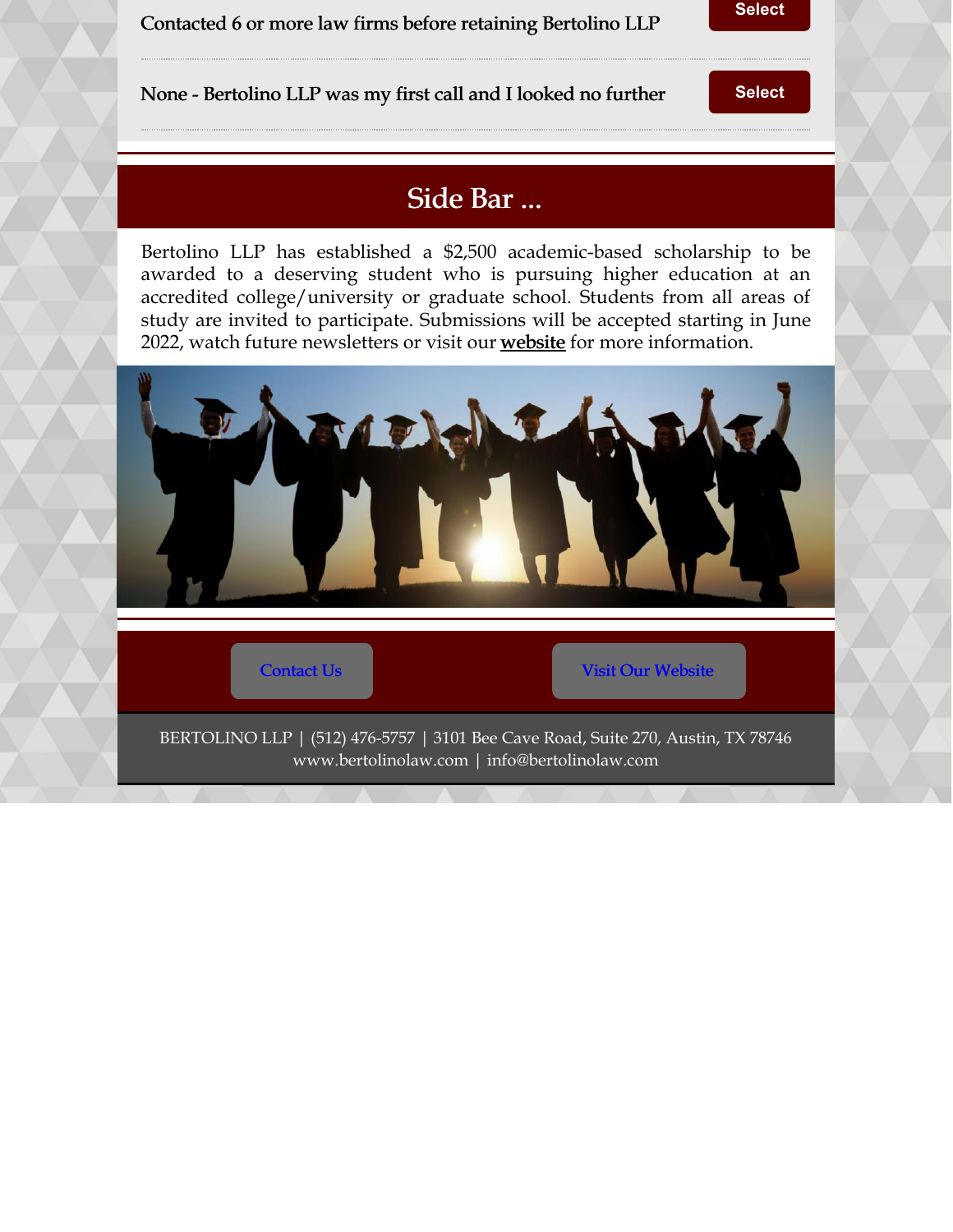Contacted 6 or more law firms before retaining Bertolino LLP — Select

None - Bertolino LLP was my first call and I looked no further — Select

## Side Bar ...

Bertolino LLP has established a $2,500 academic-based scholarship to be awarded to a deserving student who is pursuing higher education at an accredited college/university or graduate school. Students from all areas of study are invited to participate. Submissions will be accepted starting in June 2022, watch future newsletters or visit our **website** for more information.

Contact Us | Visit Our Website

BERTOLINO LLP | (512) 476-5757 | 3101 Bee Cave Road, Suite 270, Austin, TX 78746
www.bertolinolaw.com | info@bertolinolaw.com